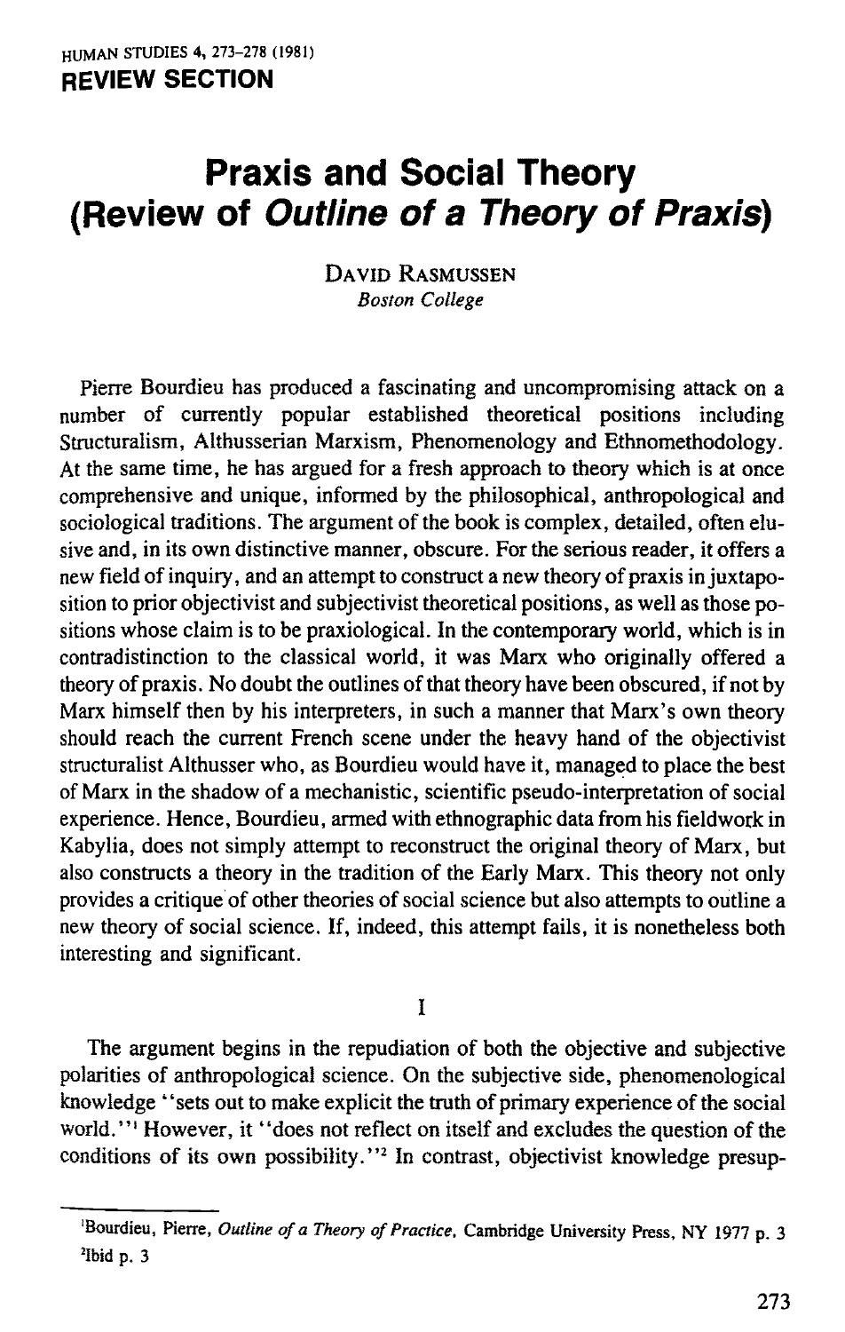REVIEW SECTION

# Praxis and Social Theory (Review of *Outline of a Theory of Praxis*)

DAVID RASMUSSEN
*Boston College*

Pierre Bourdieu has produced a fascinating and uncompromising attack on a number of currently popular established theoretical positions including Structuralism, Althusserian Marxism, Phenomenology and Ethnomethodology. At the same time, he has argued for a fresh approach to theory which is at once comprehensive and unique, informed by the philosophical, anthropological and sociological traditions. The argument of the book is complex, detailed, often elusive and, in its own distinctive manner, obscure. For the serious reader, it offers a new field of inquiry, and an attempt to construct a new theory of praxis in juxtaposition to prior objectivist and subjectivist theoretical positions, as well as those positions whose claim is to be praxiological. In the contemporary world, which is in contradistinction to the classical world, it was Marx who originally offered a theory of praxis. No doubt the outlines of that theory have been obscured, if not by Marx himself then by his interpreters, in such a manner that Marx's own theory should reach the current French scene under the heavy hand of the objectivist structuralist Althusser who, as Bourdieu would have it, managed to place the best of Marx in the shadow of a mechanistic, scientific pseudo-interpretation of social experience. Hence, Bourdieu, armed with ethnographic data from his fieldwork in Kabylia, does not simply attempt to reconstruct the original theory of Marx, but also constructs a theory in the tradition of the Early Marx. This theory not only provides a critique of other theories of social science but also attempts to outline a new theory of social science. If, indeed, this attempt fails, it is nonetheless both interesting and significant.

## I

The argument begins in the repudiation of both the objective and subjective polarities of anthropological science. On the subjective side, phenomenological knowledge "sets out to make explicit the truth of primary experience of the social world."[1] However, it "does not reflect on itself and excludes the question of the conditions of its own possibility."[2] In contrast, objectivist knowledge presup-

---

[1] Bourdieu, Pierre, *Outline of a Theory of Practice*, Cambridge University Press, NY 1977 p. 3

[2] Ibid p. 3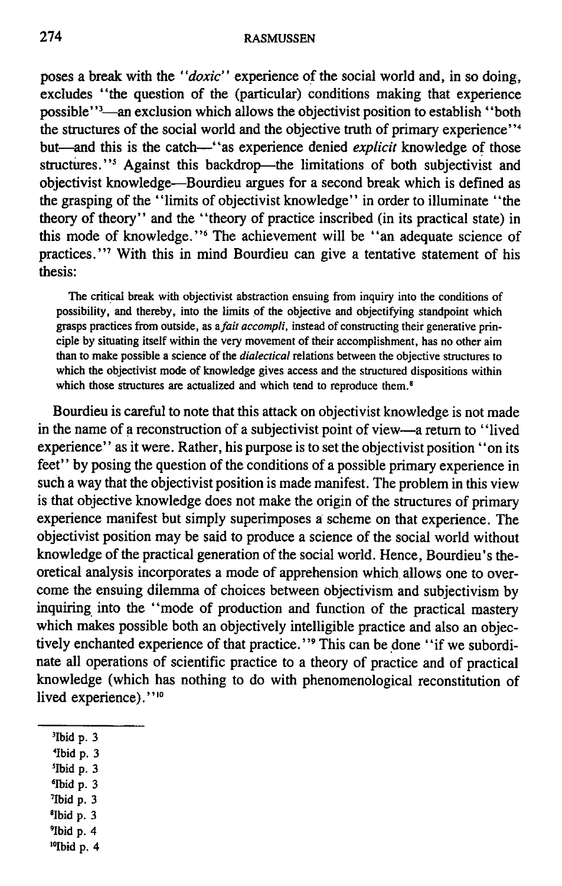poses a break with the "*doxic*" experience of the social world and, in so doing, excludes "the question of the (particular) conditions making that experience possible"[3]—an exclusion which allows the objectivist position to establish "both the structures of the social world and the objective truth of primary experience"[4] but—and this is the catch—"as experience denied *explicit* knowledge of those structures."[5] Against this backdrop—the limitations of both subjectivist and objectivist knowledge—Bourdieu argues for a second break which is defined as the grasping of the "limits of objectivist knowledge" in order to illuminate "the theory of theory" and the "theory of practice inscribed (in its practical state) in this mode of knowledge."[6] The achievement will be "an adequate science of practices."[7] With this in mind Bourdieu can give a tentative statement of his thesis:

> The critical break with objectivist abstraction ensuing from inquiry into the conditions of possibility, and thereby, into the limits of the objective and objectifying standpoint which grasps practices from outside, as a *fait accompli*, instead of constructing their generative principle by situating itself within the very movement of their accomplishment, has no other aim than to make possible a science of the *dialectical* relations between the objective structures to which the objectivist mode of knowledge gives access and the structured dispositions within which those structures are actualized and which tend to reproduce them.[8]

Bourdieu is careful to note that this attack on objectivist knowledge is not made in the name of a reconstruction of a subjectivist point of view—a return to "lived experience" as it were. Rather, his purpose is to set the objectivist position "on its feet" by posing the question of the conditions of a possible primary experience in such a way that the objectivist position is made manifest. The problem in this view is that objective knowledge does not make the origin of the structures of primary experience manifest but simply superimposes a scheme on that experience. The objectivist position may be said to produce a science of the social world without knowledge of the practical generation of the social world. Hence, Bourdieu's theoretical analysis incorporates a mode of apprehension which allows one to overcome the ensuing dilemma of choices between objectivism and subjectivism by inquiring into the "mode of production and function of the practical mastery which makes possible both an objectively intelligible practice and also an objectively enchanted experience of that practice."[9] This can be done "if we subordinate all operations of scientific practice to a theory of practice and of practical knowledge (which has nothing to do with phenomenological reconstitution of lived experience)."[10]

---

[3] Ibid p. 3
[4] Ibid p. 3
[5] Ibid p. 3
[6] Ibid p. 3
[7] Ibid p. 3
[8] Ibid p. 3
[9] Ibid p. 4
[10] Ibid p. 4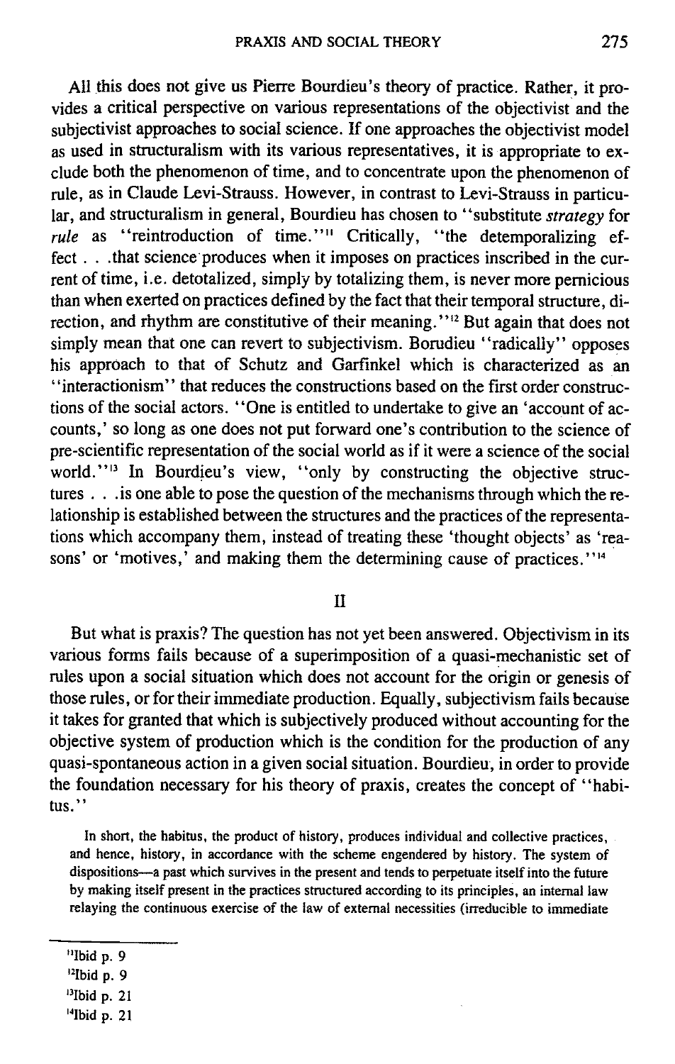All this does not give us Pierre Bourdieu's theory of practice. Rather, it provides a critical perspective on various representations of the objectivist and the subjectivist approaches to social science. If one approaches the objectivist model as used in structuralism with its various representatives, it is appropriate to exclude both the phenomenon of time, and to concentrate upon the phenomenon of rule, as in Claude Levi-Strauss. However, in contrast to Levi-Strauss in particular, and structuralism in general, Bourdieu has chosen to "substitute *strategy* for *rule* as "reintroduction of time."[11] Critically, "the detemporalizing effect . . .that science produces when it imposes on practices inscribed in the current of time, i.e. detotalized, simply by totalizing them, is never more pernicious than when exerted on practices defined by the fact that their temporal structure, direction, and rhythm are constitutive of their meaning."[12] But again that does not simply mean that one can revert to subjectivism. Borudieu "radically" opposes his approach to that of Schutz and Garfinkel which is characterized as an "interactionism" that reduces the constructions based on the first order constructions of the social actors. "One is entitled to undertake to give an 'account of accounts,' so long as one does not put forward one's contribution to the science of pre-scientific representation of the social world as if it were a science of the social world."[13] In Bourdieu's view, "only by constructing the objective structures . . .is one able to pose the question of the mechanisms through which the relationship is established between the structures and the practices of the representations which accompany them, instead of treating these 'thought objects' as 'reasons' or 'motives,' and making them the determining cause of practices."[14]

## II

But what is praxis? The question has not yet been answered. Objectivism in its various forms fails because of a superimposition of a quasi-mechanistic set of rules upon a social situation which does not account for the origin or genesis of those rules, or for their immediate production. Equally, subjectivism fails because it takes for granted that which is subjectively produced without accounting for the objective system of production which is the condition for the production of any quasi-spontaneous action in a given social situation. Bourdieu, in order to provide the foundation necessary for his theory of praxis, creates the concept of "habitus."

> In short, the habitus, the product of history, produces individual and collective practices, and hence, history, in accordance with the scheme engendered by history. The system of dispositions—a past which survives in the present and tends to perpetuate itself into the future by making itself present in the practices structured according to its principles, an internal law relaying the continuous exercise of the law of external necessities (irreducible to immediate

[11] Ibid p. 9

[12] Ibid p. 9

[13] Ibid p. 21

[14] Ibid p. 21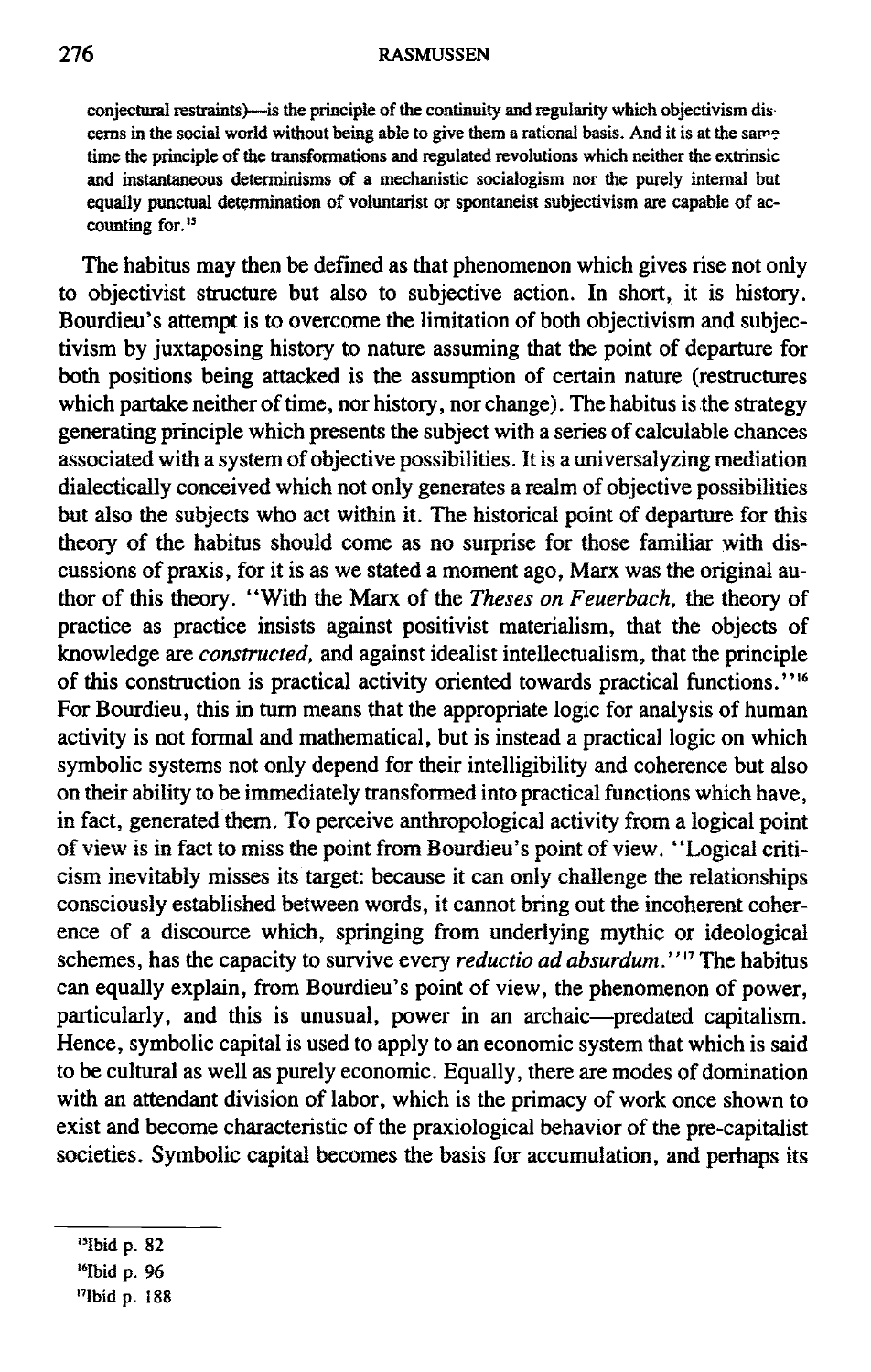conjectural restraints)—is the principle of the continuity and regularity which objectivism discerns in the social world without being able to give them a rational basis. And it is at the same time the principle of the transformations and regulated revolutions which neither the extrinsic and instantaneous determinisms of a mechanistic socialogism nor the purely internal but equally punctual determination of voluntarist or spontaneist subjectivism are capable of accounting for.[15]

The habitus may then be defined as that phenomenon which gives rise not only to objectivist structure but also to subjective action. In short, it is history. Bourdieu's attempt is to overcome the limitation of both objectivism and subjectivism by juxtaposing history to nature assuming that the point of departure for both positions being attacked is the assumption of certain nature (restructures which partake neither of time, nor history, nor change). The habitus is the strategy generating principle which presents the subject with a series of calculable chances associated with a system of objective possibilities. It is a universalyzing mediation dialectically conceived which not only generates a realm of objective possibilities but also the subjects who act within it. The historical point of departure for this theory of the habitus should come as no surprise for those familiar with discussions of praxis, for it is as we stated a moment ago, Marx was the original author of this theory. "With the Marx of the *Theses on Feuerbach*, the theory of practice as practice insists against positivist materialism, that the objects of knowledge are *constructed*, and against idealist intellectualism, that the principle of this construction is practical activity oriented towards practical functions."[16] For Bourdieu, this in turn means that the appropriate logic for analysis of human activity is not formal and mathematical, but is instead a practical logic on which symbolic systems not only depend for their intelligibility and coherence but also on their ability to be immediately transformed into practical functions which have, in fact, generated them. To perceive anthropological activity from a logical point of view is in fact to miss the point from Bourdieu's point of view. "Logical criticism inevitably misses its target: because it can only challenge the relationships consciously established between words, it cannot bring out the incoherent coherence of a discource which, springing from underlying mythic or ideological schemes, has the capacity to survive every *reductio ad absurdum*."[17] The habitus can equally explain, from Bourdieu's point of view, the phenomenon of power, particularly, and this is unusual, power in an archaic—predated capitalism. Hence, symbolic capital is used to apply to an economic system that which is said to be cultural as well as purely economic. Equally, there are modes of domination with an attendant division of labor, which is the primacy of work once shown to exist and become characteristic of the praxiological behavior of the pre-capitalist societies. Symbolic capital becomes the basis for accumulation, and perhaps its

---

[15] Ibid p. 82

[16] Ibid p. 96

[17] Ibid p. 188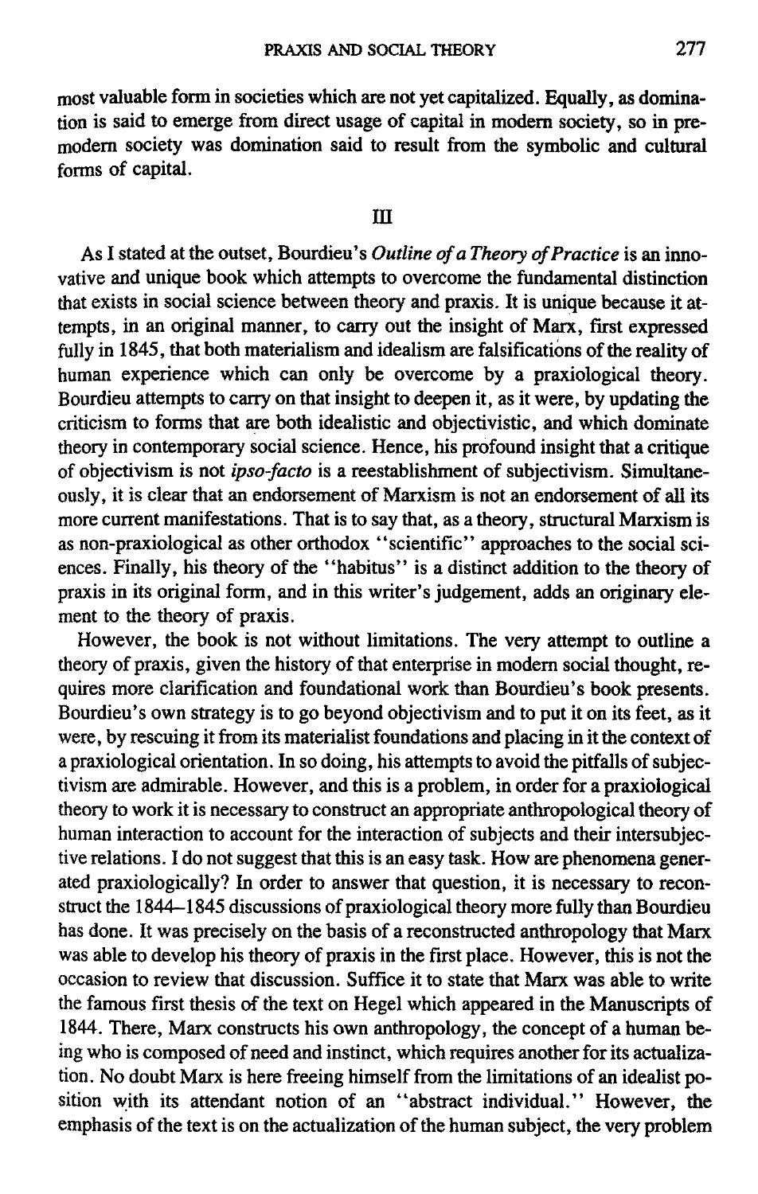most valuable form in societies which are not yet capitalized. Equally, as domination is said to emerge from direct usage of capital in modern society, so in premodern society was domination said to result from the symbolic and cultural forms of capital.

## III

As I stated at the outset, Bourdieu's *Outline of a Theory of Practice* is an innovative and unique book which attempts to overcome the fundamental distinction that exists in social science between theory and praxis. It is unique because it attempts, in an original manner, to carry out the insight of Marx, first expressed fully in 1845, that both materialism and idealism are falsifications of the reality of human experience which can only be overcome by a praxiological theory. Bourdieu attempts to carry on that insight to deepen it, as it were, by updating the criticism to forms that are both idealistic and objectivistic, and which dominate theory in contemporary social science. Hence, his profound insight that a critique of objectivism is not *ipso-facto* is a reestablishment of subjectivism. Simultaneously, it is clear that an endorsement of Marxism is not an endorsement of all its more current manifestations. That is to say that, as a theory, structural Marxism is as non-praxiological as other orthodox "scientific" approaches to the social sciences. Finally, his theory of the "habitus" is a distinct addition to the theory of praxis in its original form, and in this writer's judgement, adds an originary element to the theory of praxis.

However, the book is not without limitations. The very attempt to outline a theory of praxis, given the history of that enterprise in modern social thought, requires more clarification and foundational work than Bourdieu's book presents. Bourdieu's own strategy is to go beyond objectivism and to put it on its feet, as it were, by rescuing it from its materialist foundations and placing in it the context of a praxiological orientation. In so doing, his attempts to avoid the pitfalls of subjectivism are admirable. However, and this is a problem, in order for a praxiological theory to work it is necessary to construct an appropriate anthropological theory of human interaction to account for the interaction of subjects and their intersubjective relations. I do not suggest that this is an easy task. How are phenomena generated praxiologically? In order to answer that question, it is necessary to reconstruct the 1844–1845 discussions of praxiological theory more fully than Bourdieu has done. It was precisely on the basis of a reconstructed anthropology that Marx was able to develop his theory of praxis in the first place. However, this is not the occasion to review that discussion. Suffice it to state that Marx was able to write the famous first thesis of the text on Hegel which appeared in the Manuscripts of 1844. There, Marx constructs his own anthropology, the concept of a human being who is composed of need and instinct, which requires another for its actualization. No doubt Marx is here freeing himself from the limitations of an idealist position with its attendant notion of an "abstract individual." However, the emphasis of the text is on the actualization of the human subject, the very problem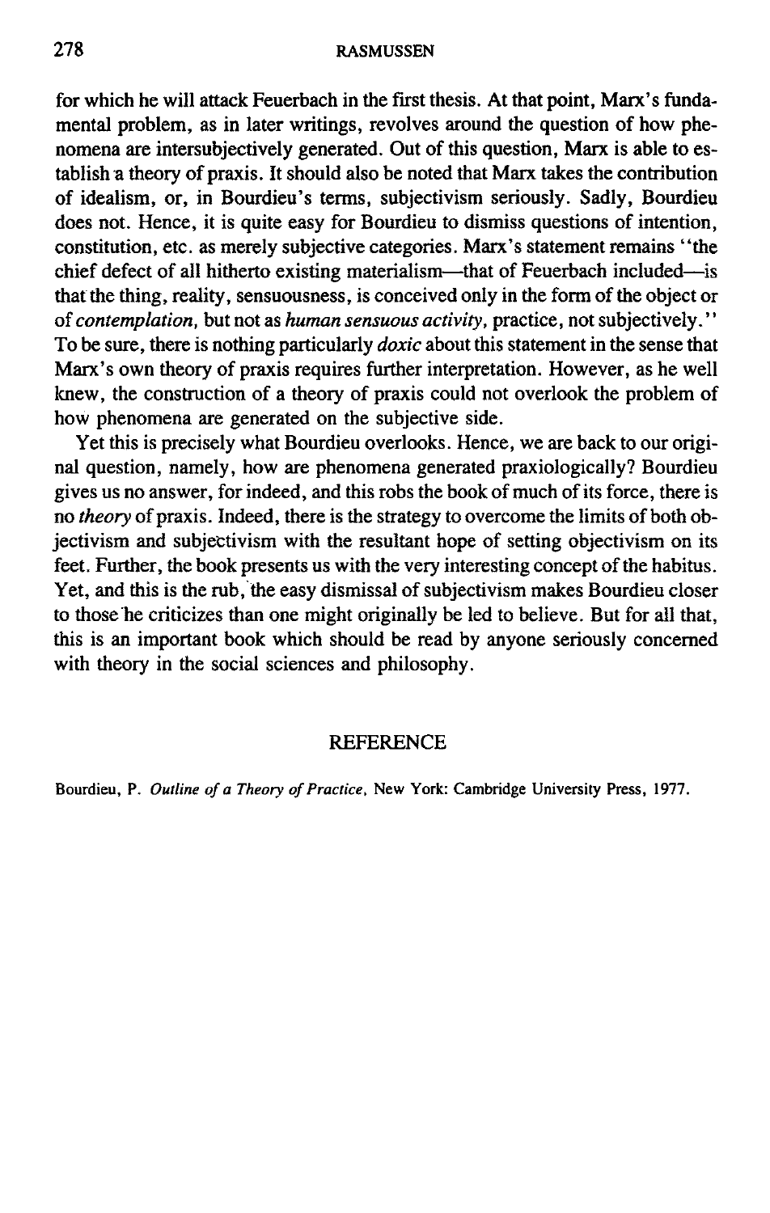for which he will attack Feuerbach in the first thesis. At that point, Marx's fundamental problem, as in later writings, revolves around the question of how phenomena are intersubjectively generated. Out of this question, Marx is able to establish a theory of praxis. It should also be noted that Marx takes the contribution of idealism, or, in Bourdieu's terms, subjectivism seriously. Sadly, Bourdieu does not. Hence, it is quite easy for Bourdieu to dismiss questions of intention, constitution, etc. as merely subjective categories. Marx's statement remains "the chief defect of all hitherto existing materialism—that of Feuerbach included—is that the thing, reality, sensuousness, is conceived only in the form of the object or of *contemplation*, but not as *human sensuous activity*, practice, not subjectively." To be sure, there is nothing particularly *doxic* about this statement in the sense that Marx's own theory of praxis requires further interpretation. However, as he well knew, the construction of a theory of praxis could not overlook the problem of how phenomena are generated on the subjective side.

Yet this is precisely what Bourdieu overlooks. Hence, we are back to our original question, namely, how are phenomena generated praxiologically? Bourdieu gives us no answer, for indeed, and this robs the book of much of its force, there is no *theory* of praxis. Indeed, there is the strategy to overcome the limits of both objectivism and subjectivism with the resultant hope of setting objectivism on its feet. Further, the book presents us with the very interesting concept of the habitus. Yet, and this is the rub, the easy dismissal of subjectivism makes Bourdieu closer to those he criticizes than one might originally be led to believe. But for all that, this is an important book which should be read by anyone seriously concerned with theory in the social sciences and philosophy.

## REFERENCE

Bourdieu, P. *Outline of a Theory of Practice*, New York: Cambridge University Press, 1977.